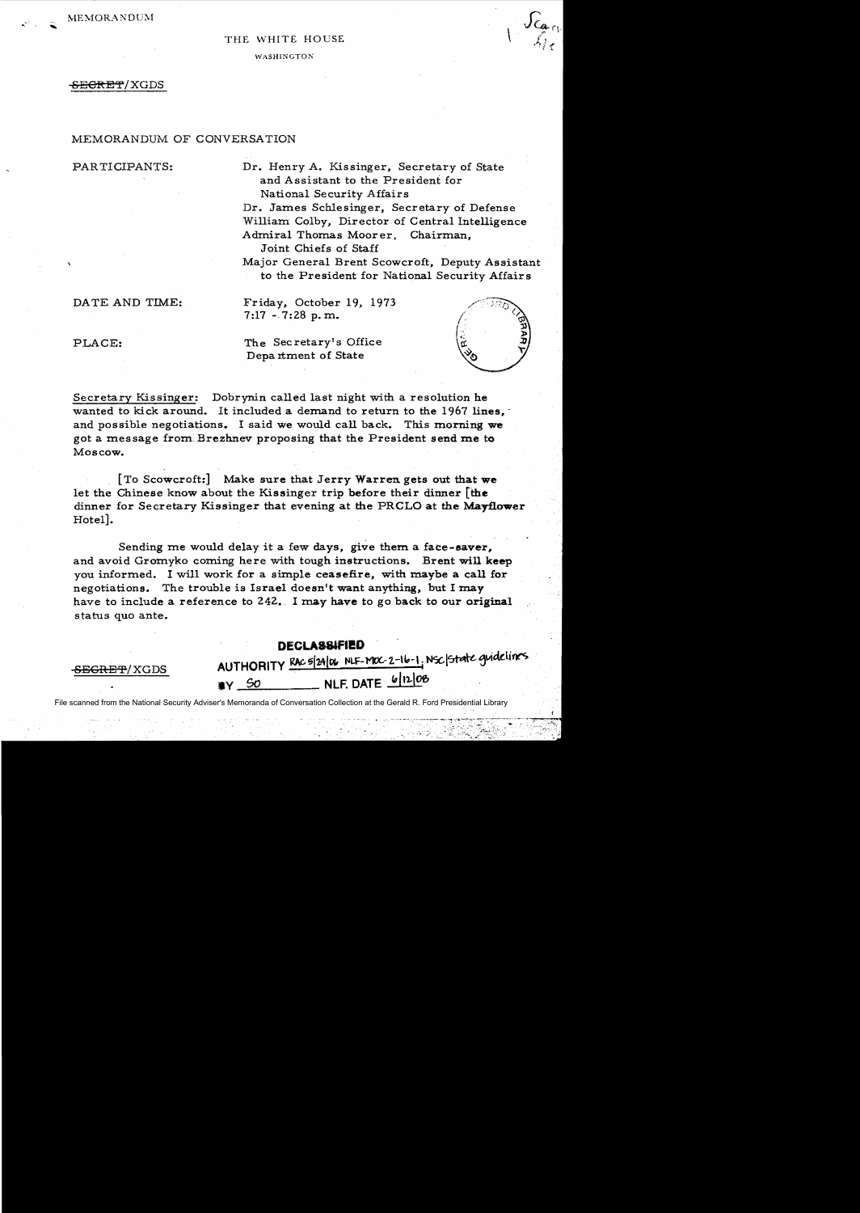MEMORANDUM

THE WHITE HOUSE

WASHINGTON

~~SECRET~~/XGDS

MEMORANDUM OF CONVERSATION

PARTICIPANTS:

Dr. Henry A. Kissinger, Secretary of State and Assistant to the President for National Security Affairs

Dr. James Schlesinger, Secretary of Defense

William Colby, Director of Central Intelligence

Admiral Thomas Moorer, Chairman, Joint Chiefs of Staff

Major General Brent Scowcroft, Deputy Assistant to the President for National Security Affairs

DATE AND TIME: Friday, October 19, 1973
7:17 - 7:28 p.m.

PLACE: The Secretary's Office
Department of State

Secretary Kissinger: Dobrynin called last night with a resolution he wanted to kick around. It included a demand to return to the 1967 lines, and possible negotiations. I said we would call back. This morning we got a message from Brezhnev proposing that the President send me to Moscow.

[To Scowcroft:] Make sure that Jerry Warren gets out that we let the Chinese know about the Kissinger trip before their dinner [the dinner for Secretary Kissinger that evening at the PRCLO at the Mayflower Hotel].

Sending me would delay it a few days, give them a face-saver, and avoid Gromyko coming here with tough instructions. Brent will keep you informed. I will work for a simple ceasefire, with maybe a call for negotiations. The trouble is Israel doesn't want anything, but I may have to include a reference to 242. I may have to go back to our original status quo ante.

~~SECRET~~/XGDS

DECLASSIFIED
AUTHORITY RAC 5/24/06 NLF-MDC-2-16-1; NSC/State guidelines
BY SO NLF. DATE 6/12/08

File scanned from the National Security Adviser's Memoranda of Conversation Collection at the Gerald R. Ford Presidential Library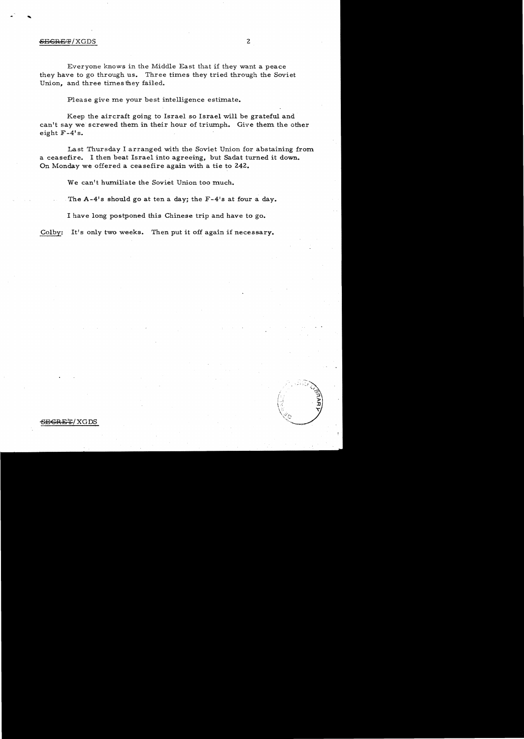Everyone knows in the Middle East that if they want a peace they have to go through us. Three times they tried through the Soviet Union, and three times they failed.

Please give me your best intelligence estimate.

Keep the aircraft going to Israel so Israel will be grateful and can't say we screwed them in their hour of triumph. Give them the other eight F-4's.

Last Thursday I arranged with the Soviet Union for abstaining from a ceasefire. I then beat Israel into agreeing, but Sadat turned it down. On Monday we offered a ceasefire again with a tie to 242.

We can't humiliate the Soviet Union too much.

The A-4's should go at ten a day; the F-4's at four a day.

I have long postponed this Chinese trip and have to go.

Colby: It's only two weeks. Then put it off again if necessary.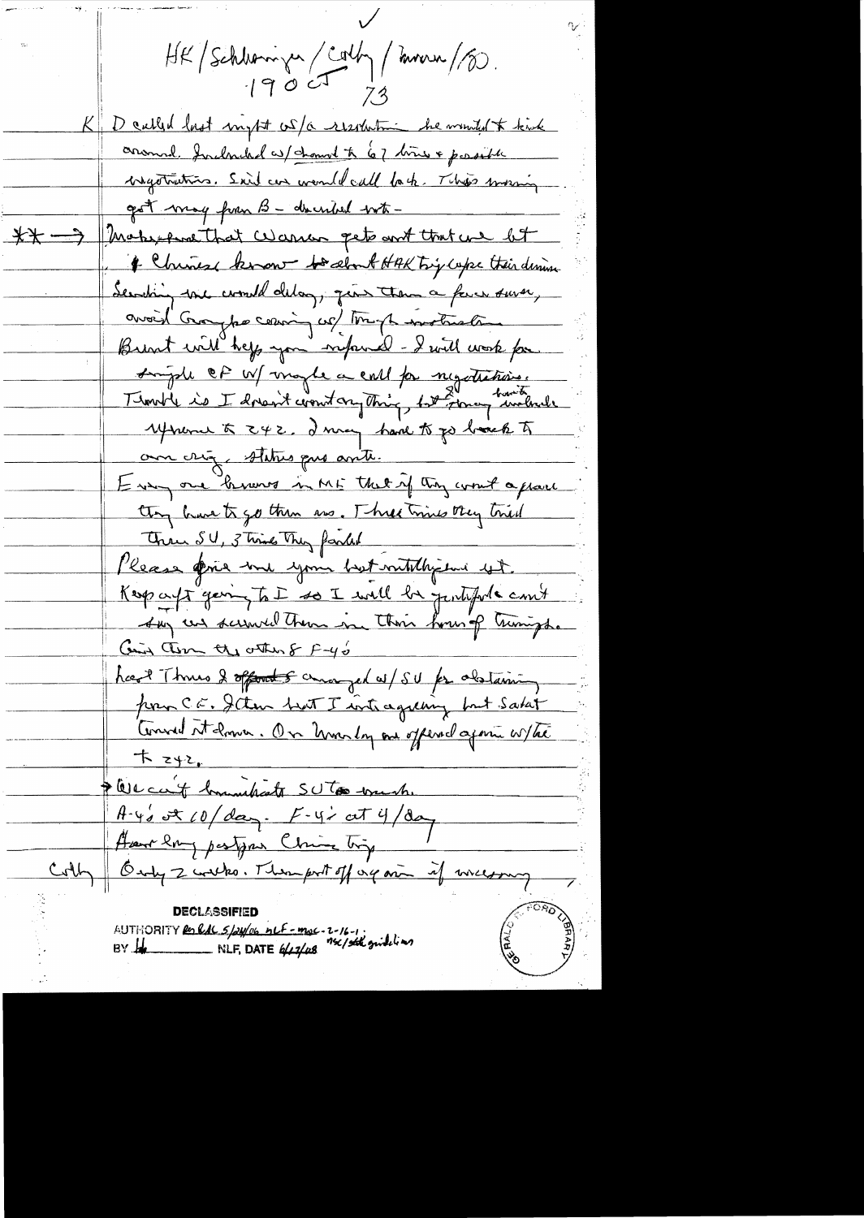✓

HK / Schlesinger / Colby / Moorer / BS.
19 Oct 73

K D called last night w/a resolution he wanted to kick around. Included w/ demand to '67 lines + possible negotiations. Said we would call back. This morning got msg from B - decided not -

** → Make sure that Warner gets out that we let Chinese know about HAK trip before their demarche. Sending one would delay, give them a few hours, avoid Gromyko coming w/ Tough instructions. Brandt will help your informed - I will work for simple CF w/ maybe a call for negotiations. Trouble is I don't want anything, but Soviets have to include reference to 242. I may have to go back to our orig. status quo ante.

Everyone knows in ME that if they want a peace they have to go thru us. Three times they tried thru SU, 3 times they failed.

Please give me your best intelligence est.

Keep Egypt going to I so I will be justified can't say we screwed them in their hour of triumph.

Give them the other 8 F-4's

Last Thurs I offered ceasefire arranged w/SU for obtaining from CF. I then but I into agreeing but Sadat turned it down. On Monday we offered again w/ tie to 242.

→ We can't humiliate SU too much.

A-4's at 10/day. F-4's at 4/day

How long postpone China trip

Colby Only 2 weeks. Then put off again if necessary

DECLASSIFIED
AUTHORITY per CIA 5/24/06 NLF-MDC-2-16-1; NSC/State guidelines
BY [illegible] NLF, DATE 6/12/08